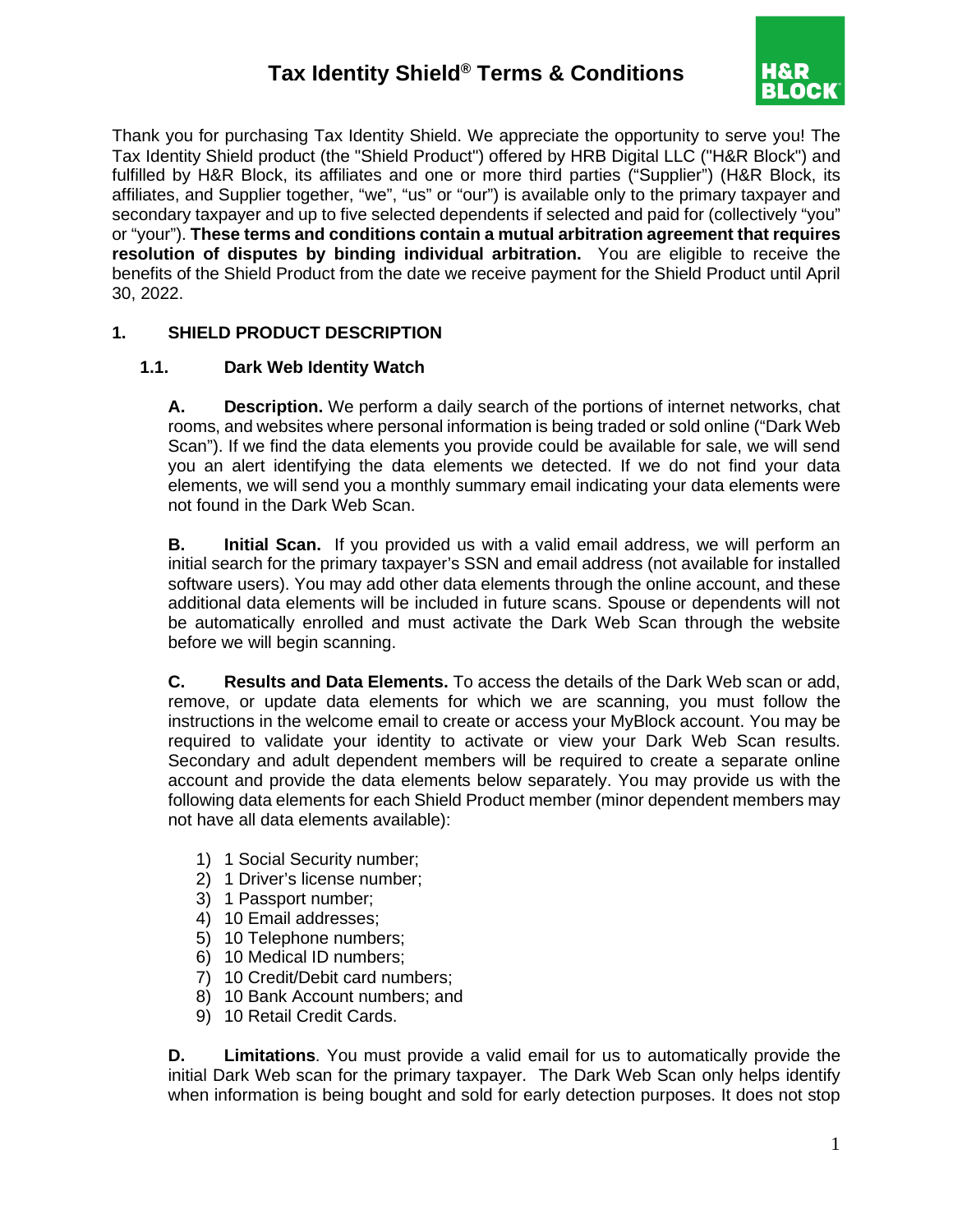# Tax Identity Shield® Terms & Conditions

Thank you for purchasing Tax Identity Shield. We appreciate the opportunity to serve you! The Tax Identity Shield product (the "Shield Product") offered by HRB Digital LLC ("H&R Block") and fulfilled by H&R Block, its affiliates and one or more third parties ("Supplier") (H&R Block, its affiliates, and Supplier together, "we", "us" or "our") is available only to the primary taxpayer and secondary taxpayer and up to five selected dependents if selected and paid for (collectively "you" or "your"). **These terms and conditions contain a mutual arbitration agreement that requires resolution of disputes by binding individual arbitration.** You are eligible to receive the benefits of the Shield Product from the date we receive payment for the Shield Product until April 30, 2022.

## 1. SHIELD PRODUCT DESCRIPTION

### 1.1. Dark Web Identity Watch

**A. Description.** We perform a daily search of the portions of internet networks, chat rooms, and websites where personal information is being traded or sold online ("Dark Web Scan"). If we find the data elements you provide could be available for sale, we will send you an alert identifying the data elements we detected. If we do not find your data elements, we will send you a monthly summary email indicating your data elements were not found in the Dark Web Scan.

**B. Initial Scan.** If you provided us with a valid email address, we will perform an initial search for the primary taxpayer's SSN and email address (not available for installed software users). You may add other data elements through the online account, and these additional data elements will be included in future scans. Spouse or dependents will not be automatically enrolled and must activate the Dark Web Scan through the website before we will begin scanning.

**C. Results and Data Elements.** To access the details of the Dark Web scan or add, remove, or update data elements for which we are scanning, you must follow the instructions in the welcome email to create or access your MyBlock account. You may be required to validate your identity to activate or view your Dark Web Scan results. Secondary and adult dependent members will be required to create a separate online account and provide the data elements below separately. You may provide us with the following data elements for each Shield Product member (minor dependent members may not have all data elements available):

1) 1 Social Security number;
2) 1 Driver's license number;
3) 1 Passport number;
4) 10 Email addresses;
5) 10 Telephone numbers;
6) 10 Medical ID numbers;
7) 10 Credit/Debit card numbers;
8) 10 Bank Account numbers; and
9) 10 Retail Credit Cards.

**D. Limitations**. You must provide a valid email for us to automatically provide the initial Dark Web scan for the primary taxpayer. The Dark Web Scan only helps identify when information is being bought and sold for early detection purposes. It does not stop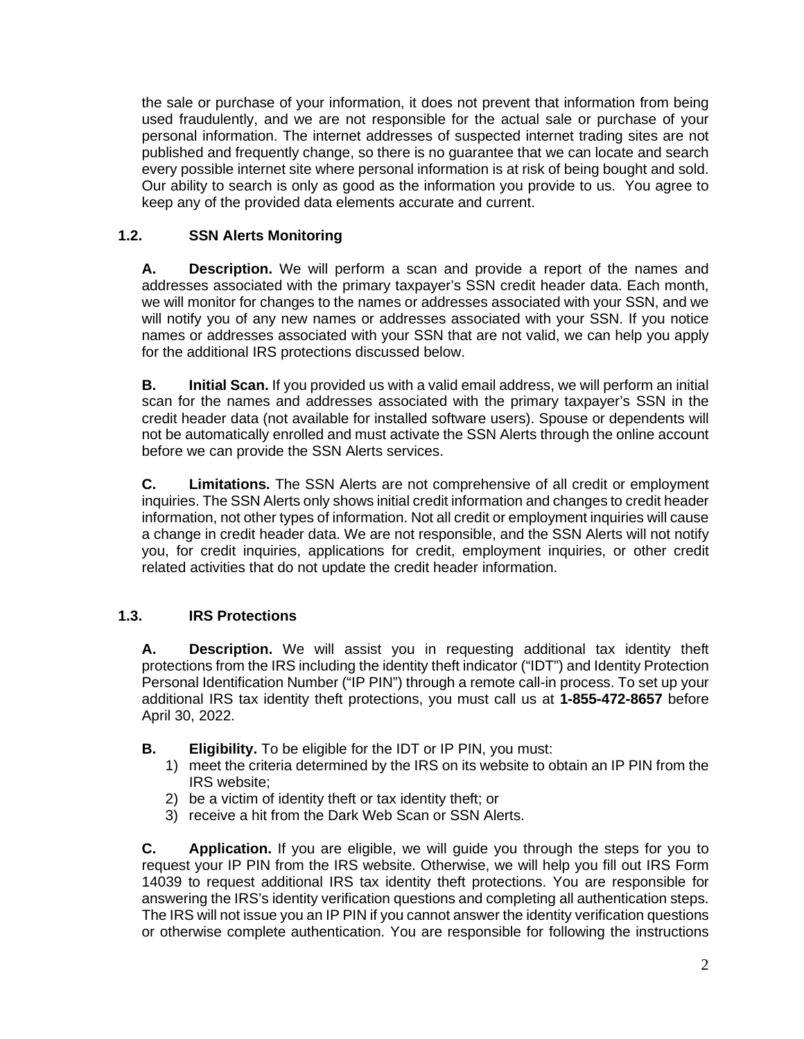the sale or purchase of your information, it does not prevent that information from being used fraudulently, and we are not responsible for the actual sale or purchase of your personal information. The internet addresses of suspected internet trading sites are not published and frequently change, so there is no guarantee that we can locate and search every possible internet site where personal information is at risk of being bought and sold. Our ability to search is only as good as the information you provide to us. You agree to keep any of the provided data elements accurate and current.

### 1.2. SSN Alerts Monitoring

**A. Description.** We will perform a scan and provide a report of the names and addresses associated with the primary taxpayer's SSN credit header data. Each month, we will monitor for changes to the names or addresses associated with your SSN, and we will notify you of any new names or addresses associated with your SSN. If you notice names or addresses associated with your SSN that are not valid, we can help you apply for the additional IRS protections discussed below.

**B. Initial Scan.** If you provided us with a valid email address, we will perform an initial scan for the names and addresses associated with the primary taxpayer's SSN in the credit header data (not available for installed software users). Spouse or dependents will not be automatically enrolled and must activate the SSN Alerts through the online account before we can provide the SSN Alerts services.

**C. Limitations.** The SSN Alerts are not comprehensive of all credit or employment inquiries. The SSN Alerts only shows initial credit information and changes to credit header information, not other types of information. Not all credit or employment inquiries will cause a change in credit header data. We are not responsible, and the SSN Alerts will not notify you, for credit inquiries, applications for credit, employment inquiries, or other credit related activities that do not update the credit header information.

### 1.3. IRS Protections

**A. Description.** We will assist you in requesting additional tax identity theft protections from the IRS including the identity theft indicator ("IDT") and Identity Protection Personal Identification Number ("IP PIN") through a remote call-in process. To set up your additional IRS tax identity theft protections, you must call us at **1-855-472-8657** before April 30, 2022.

**B. Eligibility.** To be eligible for the IDT or IP PIN, you must:

1) meet the criteria determined by the IRS on its website to obtain an IP PIN from the IRS website;
2) be a victim of identity theft or tax identity theft; or
3) receive a hit from the Dark Web Scan or SSN Alerts.

**C. Application.** If you are eligible, we will guide you through the steps for you to request your IP PIN from the IRS website. Otherwise, we will help you fill out IRS Form 14039 to request additional IRS tax identity theft protections. You are responsible for answering the IRS's identity verification questions and completing all authentication steps. The IRS will not issue you an IP PIN if you cannot answer the identity verification questions or otherwise complete authentication. You are responsible for following the instructions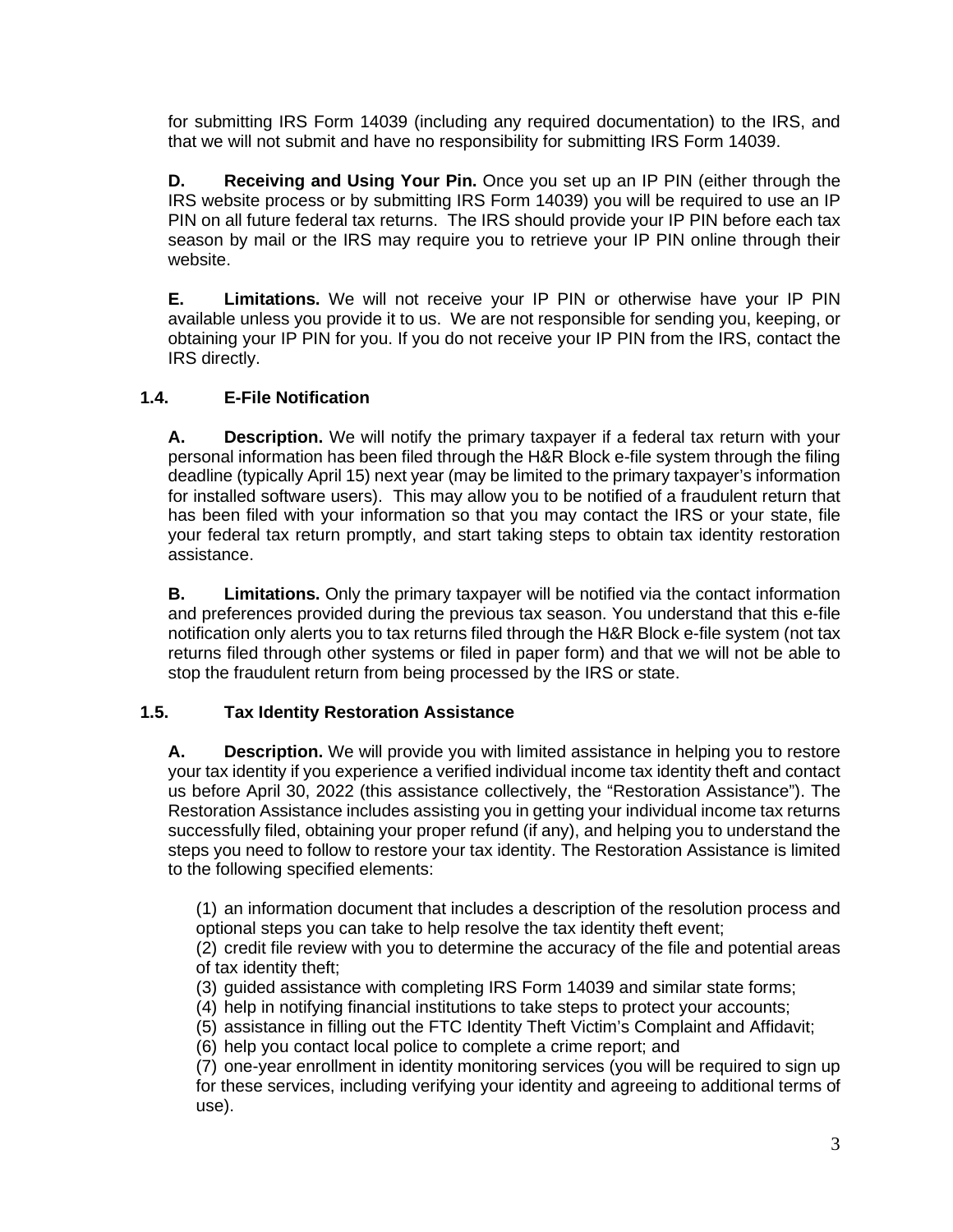for submitting IRS Form 14039 (including any required documentation) to the IRS, and that we will not submit and have no responsibility for submitting IRS Form 14039.

**D. Receiving and Using Your Pin.** Once you set up an IP PIN (either through the IRS website process or by submitting IRS Form 14039) you will be required to use an IP PIN on all future federal tax returns. The IRS should provide your IP PIN before each tax season by mail or the IRS may require you to retrieve your IP PIN online through their website.

**E. Limitations.** We will not receive your IP PIN or otherwise have your IP PIN available unless you provide it to us. We are not responsible for sending you, keeping, or obtaining your IP PIN for you. If you do not receive your IP PIN from the IRS, contact the IRS directly.

### 1.4. E-File Notification

**A. Description.** We will notify the primary taxpayer if a federal tax return with your personal information has been filed through the H&R Block e-file system through the filing deadline (typically April 15) next year (may be limited to the primary taxpayer's information for installed software users). This may allow you to be notified of a fraudulent return that has been filed with your information so that you may contact the IRS or your state, file your federal tax return promptly, and start taking steps to obtain tax identity restoration assistance.

**B. Limitations.** Only the primary taxpayer will be notified via the contact information and preferences provided during the previous tax season. You understand that this e-file notification only alerts you to tax returns filed through the H&R Block e-file system (not tax returns filed through other systems or filed in paper form) and that we will not be able to stop the fraudulent return from being processed by the IRS or state.

### 1.5. Tax Identity Restoration Assistance

**A. Description.** We will provide you with limited assistance in helping you to restore your tax identity if you experience a verified individual income tax identity theft and contact us before April 30, 2022 (this assistance collectively, the "Restoration Assistance"). The Restoration Assistance includes assisting you in getting your individual income tax returns successfully filed, obtaining your proper refund (if any), and helping you to understand the steps you need to follow to restore your tax identity. The Restoration Assistance is limited to the following specified elements:

(1) an information document that includes a description of the resolution process and optional steps you can take to help resolve the tax identity theft event;
(2) credit file review with you to determine the accuracy of the file and potential areas of tax identity theft;
(3) guided assistance with completing IRS Form 14039 and similar state forms;
(4) help in notifying financial institutions to take steps to protect your accounts;
(5) assistance in filling out the FTC Identity Theft Victim's Complaint and Affidavit;
(6) help you contact local police to complete a crime report; and
(7) one-year enrollment in identity monitoring services (you will be required to sign up for these services, including verifying your identity and agreeing to additional terms of use).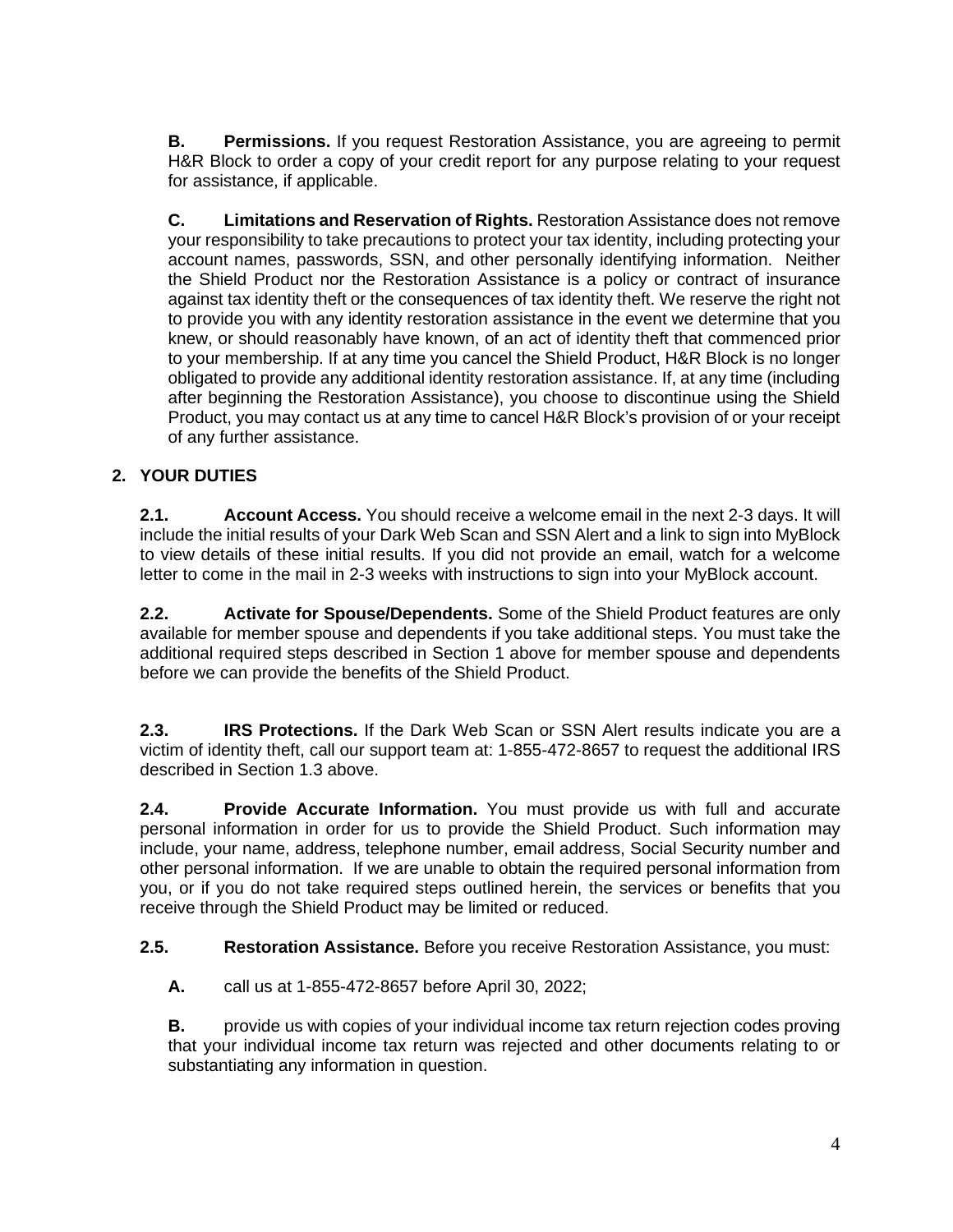**B. Permissions.** If you request Restoration Assistance, you are agreeing to permit H&R Block to order a copy of your credit report for any purpose relating to your request for assistance, if applicable.

**C. Limitations and Reservation of Rights.** Restoration Assistance does not remove your responsibility to take precautions to protect your tax identity, including protecting your account names, passwords, SSN, and other personally identifying information. Neither the Shield Product nor the Restoration Assistance is a policy or contract of insurance against tax identity theft or the consequences of tax identity theft. We reserve the right not to provide you with any identity restoration assistance in the event we determine that you knew, or should reasonably have known, of an act of identity theft that commenced prior to your membership. If at any time you cancel the Shield Product, H&R Block is no longer obligated to provide any additional identity restoration assistance. If, at any time (including after beginning the Restoration Assistance), you choose to discontinue using the Shield Product, you may contact us at any time to cancel H&R Block's provision of or your receipt of any further assistance.

## 2. YOUR DUTIES

**2.1. Account Access.** You should receive a welcome email in the next 2-3 days. It will include the initial results of your Dark Web Scan and SSN Alert and a link to sign into MyBlock to view details of these initial results. If you did not provide an email, watch for a welcome letter to come in the mail in 2-3 weeks with instructions to sign into your MyBlock account.

**2.2. Activate for Spouse/Dependents.** Some of the Shield Product features are only available for member spouse and dependents if you take additional steps. You must take the additional required steps described in Section 1 above for member spouse and dependents before we can provide the benefits of the Shield Product.

**2.3. IRS Protections.** If the Dark Web Scan or SSN Alert results indicate you are a victim of identity theft, call our support team at: 1-855-472-8657 to request the additional IRS described in Section 1.3 above.

**2.4. Provide Accurate Information.** You must provide us with full and accurate personal information in order for us to provide the Shield Product. Such information may include, your name, address, telephone number, email address, Social Security number and other personal information. If we are unable to obtain the required personal information from you, or if you do not take required steps outlined herein, the services or benefits that you receive through the Shield Product may be limited or reduced.

**2.5. Restoration Assistance.** Before you receive Restoration Assistance, you must:

**A.** call us at 1-855-472-8657 before April 30, 2022;

**B.** provide us with copies of your individual income tax return rejection codes proving that your individual income tax return was rejected and other documents relating to or substantiating any information in question.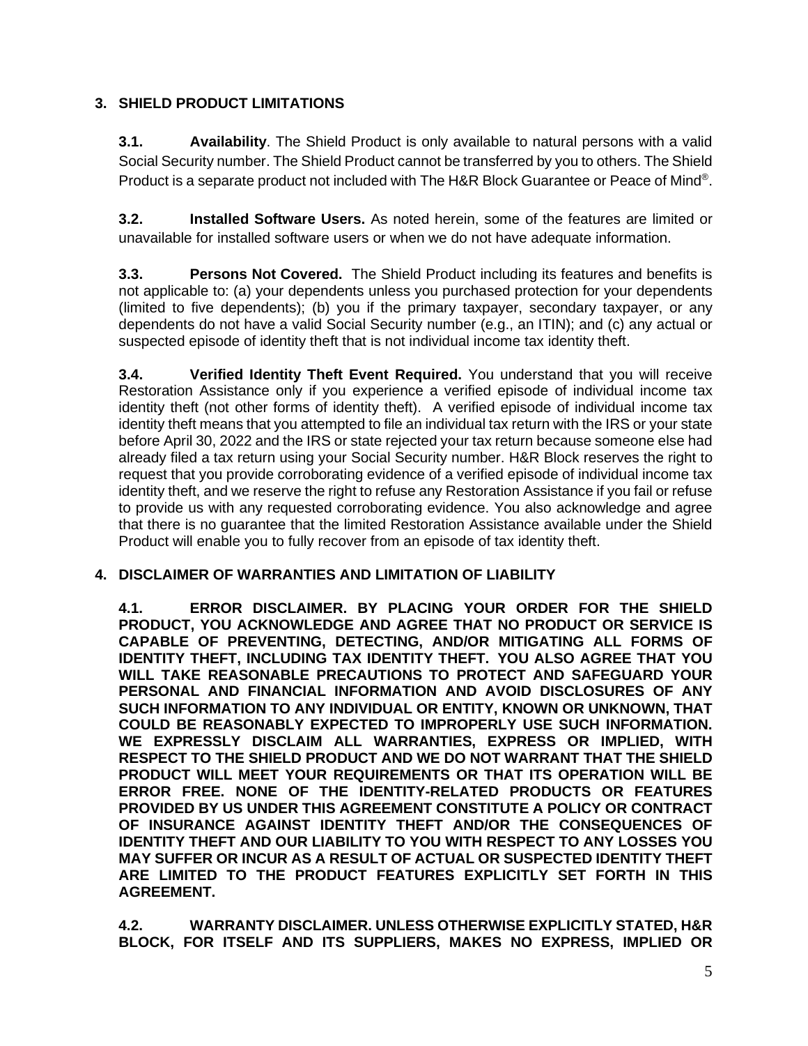## 3. SHIELD PRODUCT LIMITATIONS

**3.1. Availability**. The Shield Product is only available to natural persons with a valid Social Security number. The Shield Product cannot be transferred by you to others. The Shield Product is a separate product not included with The H&R Block Guarantee or Peace of Mind®.

**3.2. Installed Software Users.** As noted herein, some of the features are limited or unavailable for installed software users or when we do not have adequate information.

**3.3. Persons Not Covered.** The Shield Product including its features and benefits is not applicable to: (a) your dependents unless you purchased protection for your dependents (limited to five dependents); (b) you if the primary taxpayer, secondary taxpayer, or any dependents do not have a valid Social Security number (e.g., an ITIN); and (c) any actual or suspected episode of identity theft that is not individual income tax identity theft.

**3.4. Verified Identity Theft Event Required.** You understand that you will receive Restoration Assistance only if you experience a verified episode of individual income tax identity theft (not other forms of identity theft). A verified episode of individual income tax identity theft means that you attempted to file an individual tax return with the IRS or your state before April 30, 2022 and the IRS or state rejected your tax return because someone else had already filed a tax return using your Social Security number. H&R Block reserves the right to request that you provide corroborating evidence of a verified episode of individual income tax identity theft, and we reserve the right to refuse any Restoration Assistance if you fail or refuse to provide us with any requested corroborating evidence. You also acknowledge and agree that there is no guarantee that the limited Restoration Assistance available under the Shield Product will enable you to fully recover from an episode of tax identity theft.

## 4. DISCLAIMER OF WARRANTIES AND LIMITATION OF LIABILITY

**4.1. ERROR DISCLAIMER. BY PLACING YOUR ORDER FOR THE SHIELD PRODUCT, YOU ACKNOWLEDGE AND AGREE THAT NO PRODUCT OR SERVICE IS CAPABLE OF PREVENTING, DETECTING, AND/OR MITIGATING ALL FORMS OF IDENTITY THEFT, INCLUDING TAX IDENTITY THEFT. YOU ALSO AGREE THAT YOU WILL TAKE REASONABLE PRECAUTIONS TO PROTECT AND SAFEGUARD YOUR PERSONAL AND FINANCIAL INFORMATION AND AVOID DISCLOSURES OF ANY SUCH INFORMATION TO ANY INDIVIDUAL OR ENTITY, KNOWN OR UNKNOWN, THAT COULD BE REASONABLY EXPECTED TO IMPROPERLY USE SUCH INFORMATION. WE EXPRESSLY DISCLAIM ALL WARRANTIES, EXPRESS OR IMPLIED, WITH RESPECT TO THE SHIELD PRODUCT AND WE DO NOT WARRANT THAT THE SHIELD PRODUCT WILL MEET YOUR REQUIREMENTS OR THAT ITS OPERATION WILL BE ERROR FREE. NONE OF THE IDENTITY-RELATED PRODUCTS OR FEATURES PROVIDED BY US UNDER THIS AGREEMENT CONSTITUTE A POLICY OR CONTRACT OF INSURANCE AGAINST IDENTITY THEFT AND/OR THE CONSEQUENCES OF IDENTITY THEFT AND OUR LIABILITY TO YOU WITH RESPECT TO ANY LOSSES YOU MAY SUFFER OR INCUR AS A RESULT OF ACTUAL OR SUSPECTED IDENTITY THEFT ARE LIMITED TO THE PRODUCT FEATURES EXPLICITLY SET FORTH IN THIS AGREEMENT.**

**4.2. WARRANTY DISCLAIMER. UNLESS OTHERWISE EXPLICITLY STATED, H&R BLOCK, FOR ITSELF AND ITS SUPPLIERS, MAKES NO EXPRESS, IMPLIED OR**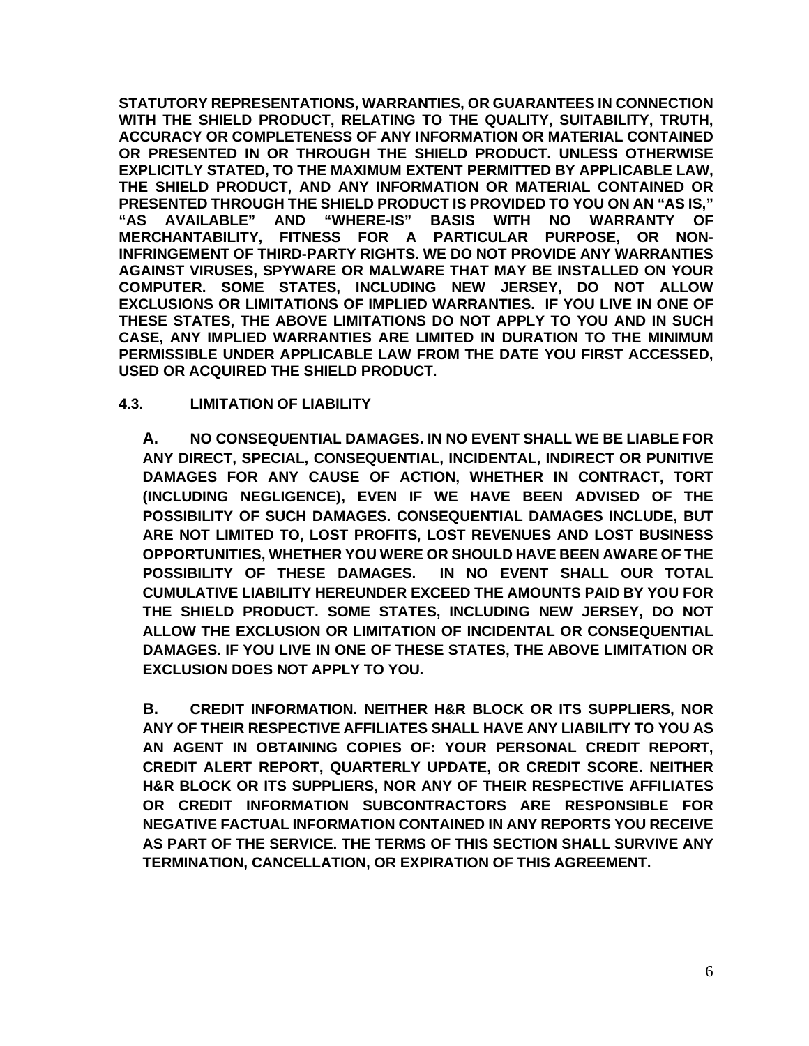**STATUTORY REPRESENTATIONS, WARRANTIES, OR GUARANTEES IN CONNECTION WITH THE SHIELD PRODUCT, RELATING TO THE QUALITY, SUITABILITY, TRUTH, ACCURACY OR COMPLETENESS OF ANY INFORMATION OR MATERIAL CONTAINED OR PRESENTED IN OR THROUGH THE SHIELD PRODUCT. UNLESS OTHERWISE EXPLICITLY STATED, TO THE MAXIMUM EXTENT PERMITTED BY APPLICABLE LAW, THE SHIELD PRODUCT, AND ANY INFORMATION OR MATERIAL CONTAINED OR PRESENTED THROUGH THE SHIELD PRODUCT IS PROVIDED TO YOU ON AN "AS IS," "AS AVAILABLE" AND "WHERE-IS" BASIS WITH NO WARRANTY OF MERCHANTABILITY, FITNESS FOR A PARTICULAR PURPOSE, OR NON-INFRINGEMENT OF THIRD-PARTY RIGHTS. WE DO NOT PROVIDE ANY WARRANTIES AGAINST VIRUSES, SPYWARE OR MALWARE THAT MAY BE INSTALLED ON YOUR COMPUTER. SOME STATES, INCLUDING NEW JERSEY, DO NOT ALLOW EXCLUSIONS OR LIMITATIONS OF IMPLIED WARRANTIES. IF YOU LIVE IN ONE OF THESE STATES, THE ABOVE LIMITATIONS DO NOT APPLY TO YOU AND IN SUCH CASE, ANY IMPLIED WARRANTIES ARE LIMITED IN DURATION TO THE MINIMUM PERMISSIBLE UNDER APPLICABLE LAW FROM THE DATE YOU FIRST ACCESSED, USED OR ACQUIRED THE SHIELD PRODUCT.**

**4.3. LIMITATION OF LIABILITY**

**A. NO CONSEQUENTIAL DAMAGES. IN NO EVENT SHALL WE BE LIABLE FOR ANY DIRECT, SPECIAL, CONSEQUENTIAL, INCIDENTAL, INDIRECT OR PUNITIVE DAMAGES FOR ANY CAUSE OF ACTION, WHETHER IN CONTRACT, TORT (INCLUDING NEGLIGENCE), EVEN IF WE HAVE BEEN ADVISED OF THE POSSIBILITY OF SUCH DAMAGES. CONSEQUENTIAL DAMAGES INCLUDE, BUT ARE NOT LIMITED TO, LOST PROFITS, LOST REVENUES AND LOST BUSINESS OPPORTUNITIES, WHETHER YOU WERE OR SHOULD HAVE BEEN AWARE OF THE POSSIBILITY OF THESE DAMAGES. IN NO EVENT SHALL OUR TOTAL CUMULATIVE LIABILITY HEREUNDER EXCEED THE AMOUNTS PAID BY YOU FOR THE SHIELD PRODUCT. SOME STATES, INCLUDING NEW JERSEY, DO NOT ALLOW THE EXCLUSION OR LIMITATION OF INCIDENTAL OR CONSEQUENTIAL DAMAGES. IF YOU LIVE IN ONE OF THESE STATES, THE ABOVE LIMITATION OR EXCLUSION DOES NOT APPLY TO YOU.**

**B. CREDIT INFORMATION. NEITHER H&R BLOCK OR ITS SUPPLIERS, NOR ANY OF THEIR RESPECTIVE AFFILIATES SHALL HAVE ANY LIABILITY TO YOU AS AN AGENT IN OBTAINING COPIES OF: YOUR PERSONAL CREDIT REPORT, CREDIT ALERT REPORT, QUARTERLY UPDATE, OR CREDIT SCORE. NEITHER H&R BLOCK OR ITS SUPPLIERS, NOR ANY OF THEIR RESPECTIVE AFFILIATES OR CREDIT INFORMATION SUBCONTRACTORS ARE RESPONSIBLE FOR NEGATIVE FACTUAL INFORMATION CONTAINED IN ANY REPORTS YOU RECEIVE AS PART OF THE SERVICE. THE TERMS OF THIS SECTION SHALL SURVIVE ANY TERMINATION, CANCELLATION, OR EXPIRATION OF THIS AGREEMENT.**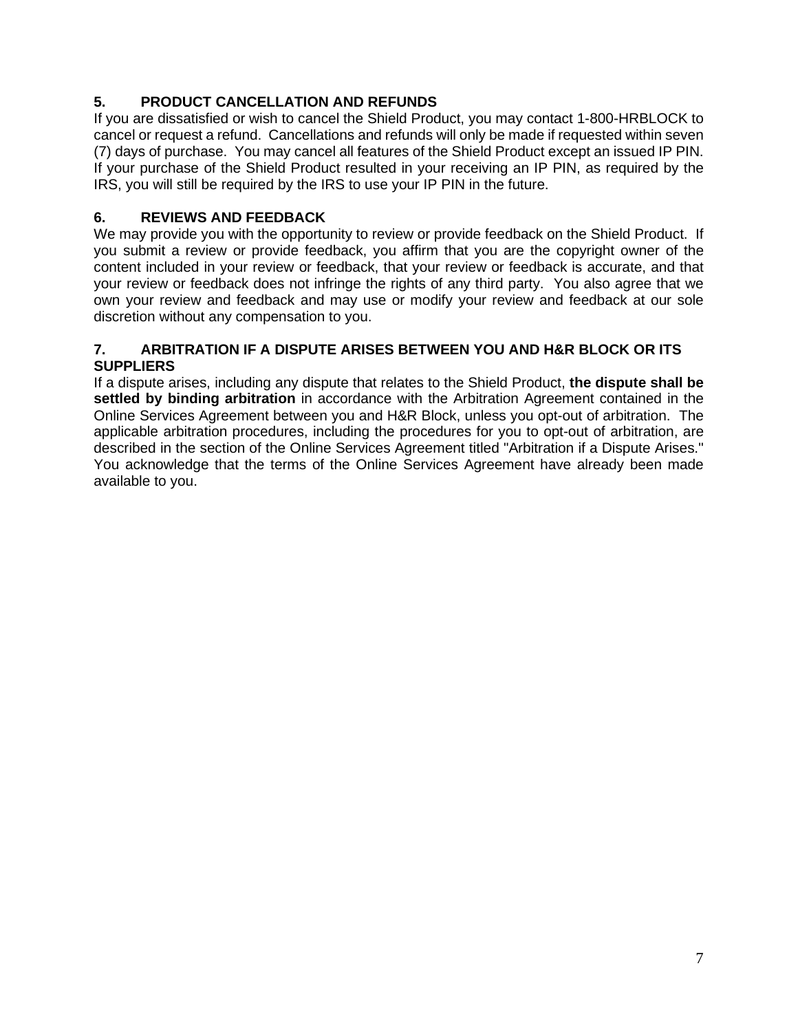## 5. PRODUCT CANCELLATION AND REFUNDS

If you are dissatisfied or wish to cancel the Shield Product, you may contact 1-800-HRBLOCK to cancel or request a refund. Cancellations and refunds will only be made if requested within seven (7) days of purchase. You may cancel all features of the Shield Product except an issued IP PIN. If your purchase of the Shield Product resulted in your receiving an IP PIN, as required by the IRS, you will still be required by the IRS to use your IP PIN in the future.

## 6. REVIEWS AND FEEDBACK

We may provide you with the opportunity to review or provide feedback on the Shield Product. If you submit a review or provide feedback, you affirm that you are the copyright owner of the content included in your review or feedback, that your review or feedback is accurate, and that your review or feedback does not infringe the rights of any third party. You also agree that we own your review and feedback and may use or modify your review and feedback at our sole discretion without any compensation to you.

## 7. ARBITRATION IF A DISPUTE ARISES BETWEEN YOU AND H&R BLOCK OR ITS SUPPLIERS

If a dispute arises, including any dispute that relates to the Shield Product, **the dispute shall be settled by binding arbitration** in accordance with the Arbitration Agreement contained in the Online Services Agreement between you and H&R Block, unless you opt-out of arbitration. The applicable arbitration procedures, including the procedures for you to opt-out of arbitration, are described in the section of the Online Services Agreement titled "Arbitration if a Dispute Arises." You acknowledge that the terms of the Online Services Agreement have already been made available to you.